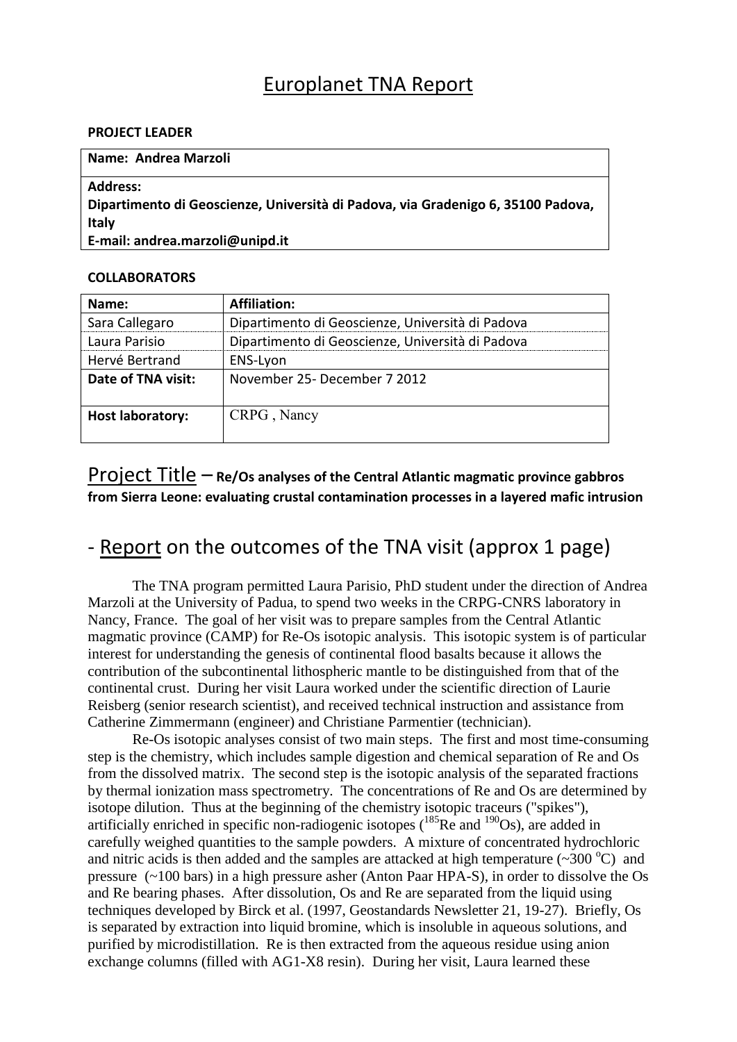# Europlanet TNA Report

**PROJECT LEADER**

| **Name: Andrea Marzoli** |
|---|
| **Address:** **Dipartimento di Geoscienze, Università di Padova, via Gradenigo 6, 35100 Padova, Italy** **E-mail: andrea.marzoli@unipd.it** |

**COLLABORATORS**

| **Name:** | **Affiliation:** |
|---|---|
| Sara Callegaro | Dipartimento di Geoscienze, Università di Padova |
| Laura Parisio | Dipartimento di Geoscienze, Università di Padova |
| Hervé Bertrand | ENS-Lyon |
| **Date of TNA visit:** | November 25- December 7 2012 |
| **Host laboratory:** | CRPG , Nancy |

## Project Title – **Re/Os analyses of the Central Atlantic magmatic province gabbros from Sierra Leone: evaluating crustal contamination processes in a layered mafic intrusion**

## - Report on the outcomes of the TNA visit (approx 1 page)

The TNA program permitted Laura Parisio, PhD student under the direction of Andrea Marzoli at the University of Padua, to spend two weeks in the CRPG-CNRS laboratory in Nancy, France. The goal of her visit was to prepare samples from the Central Atlantic magmatic province (CAMP) for Re-Os isotopic analysis. This isotopic system is of particular interest for understanding the genesis of continental flood basalts because it allows the contribution of the subcontinental lithospheric mantle to be distinguished from that of the continental crust. During her visit Laura worked under the scientific direction of Laurie Reisberg (senior research scientist), and received technical instruction and assistance from Catherine Zimmermann (engineer) and Christiane Parmentier (technician).

Re-Os isotopic analyses consist of two main steps. The first and most time-consuming step is the chemistry, which includes sample digestion and chemical separation of Re and Os from the dissolved matrix. The second step is the isotopic analysis of the separated fractions by thermal ionization mass spectrometry. The concentrations of Re and Os are determined by isotope dilution. Thus at the beginning of the chemistry isotopic traceurs ("spikes"), artificially enriched in specific non-radiogenic isotopes ($^{185}$Re and $^{190}$Os), are added in carefully weighed quantities to the sample powders. A mixture of concentrated hydrochloric and nitric acids is then added and the samples are attacked at high temperature (~300 $^{o}$C) and pressure (~100 bars) in a high pressure asher (Anton Paar HPA-S), in order to dissolve the Os and Re bearing phases. After dissolution, Os and Re are separated from the liquid using techniques developed by Birck et al. (1997, Geostandards Newsletter 21, 19-27). Briefly, Os is separated by extraction into liquid bromine, which is insoluble in aqueous solutions, and purified by microdistillation. Re is then extracted from the aqueous residue using anion exchange columns (filled with AG1-X8 resin). During her visit, Laura learned these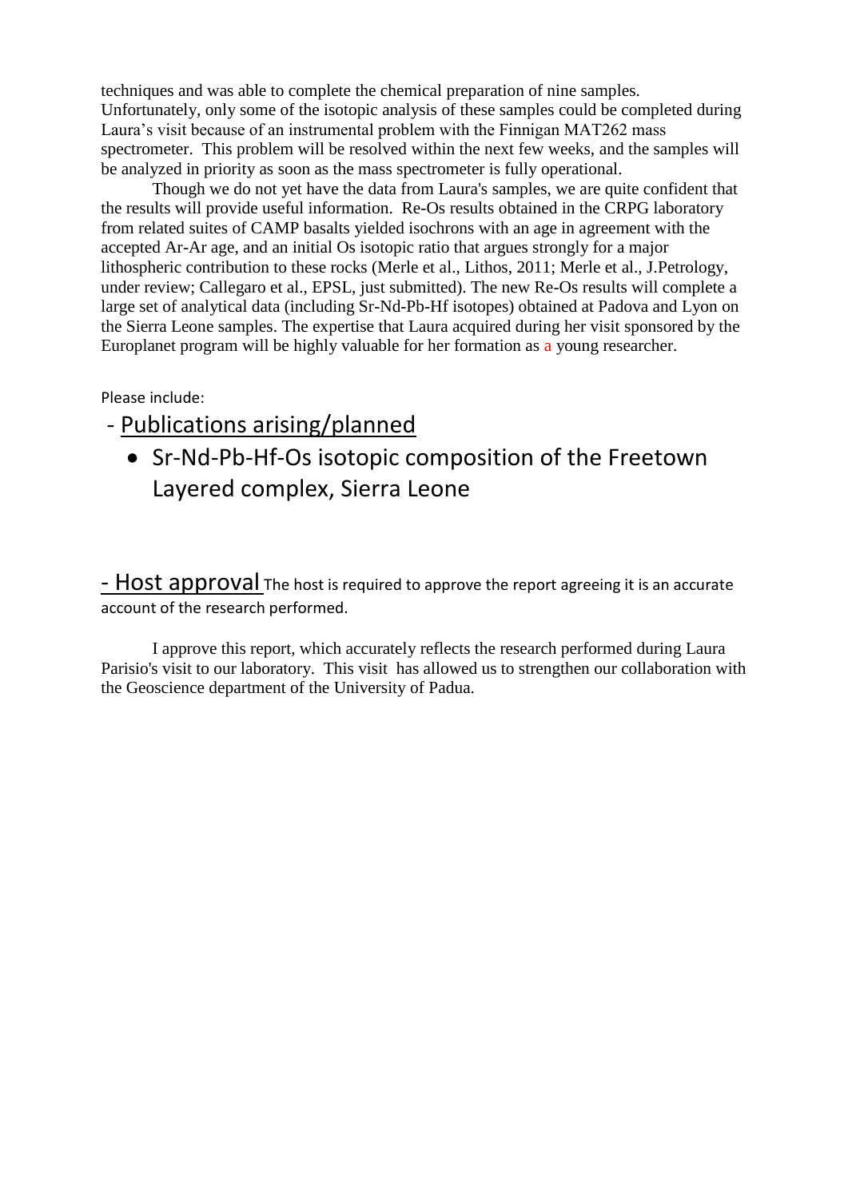techniques and was able to complete the chemical preparation of nine samples. Unfortunately, only some of the isotopic analysis of these samples could be completed during Laura's visit because of an instrumental problem with the Finnigan MAT262 mass spectrometer. This problem will be resolved within the next few weeks, and the samples will be analyzed in priority as soon as the mass spectrometer is fully operational.

Though we do not yet have the data from Laura's samples, we are quite confident that the results will provide useful information. Re-Os results obtained in the CRPG laboratory from related suites of CAMP basalts yielded isochrons with an age in agreement with the accepted Ar-Ar age, and an initial Os isotopic ratio that argues strongly for a major lithospheric contribution to these rocks (Merle et al., Lithos, 2011; Merle et al., J.Petrology, under review; Callegaro et al., EPSL, just submitted). The new Re-Os results will complete a large set of analytical data (including Sr-Nd-Pb-Hf isotopes) obtained at Padova and Lyon on the Sierra Leone samples. The expertise that Laura acquired during her visit sponsored by the Europlanet program will be highly valuable for her formation as a young researcher.

Please include:

## - Publications arising/planned

- Sr-Nd-Pb-Hf-Os isotopic composition of the Freetown Layered complex, Sierra Leone

## - Host approval

The host is required to approve the report agreeing it is an accurate account of the research performed.

I approve this report, which accurately reflects the research performed during Laura Parisio's visit to our laboratory. This visit has allowed us to strengthen our collaboration with the Geoscience department of the University of Padua.